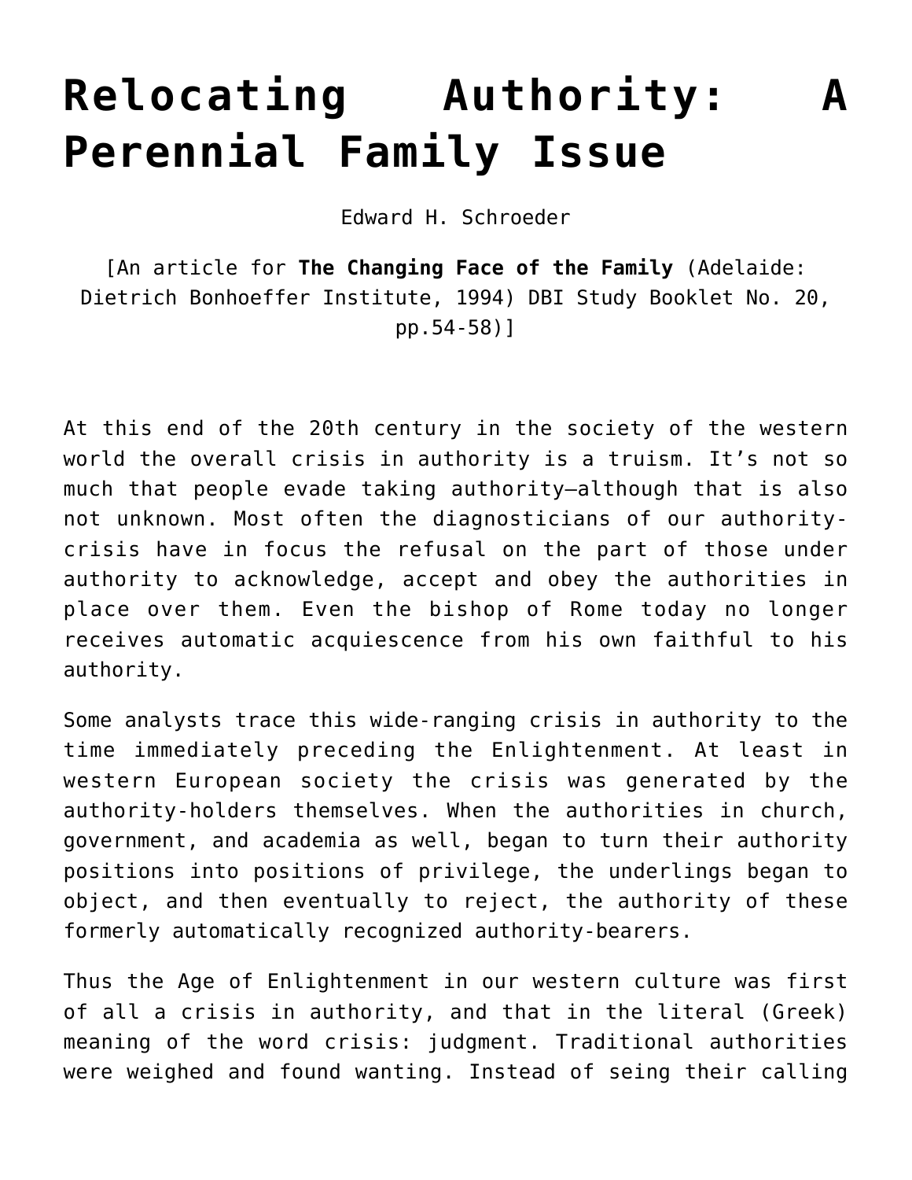# Relocating Authority: A Perennial Family Issue

Edward H. Schroeder

[An article for **The Changing Face of the Family** (Adelaide: Dietrich Bonhoeffer Institute, 1994) DBI Study Booklet No. 20, pp.54-58)]

At this end of the 20th century in the society of the western world the overall crisis in authority is a truism. It's not so much that people evade taking authority—although that is also not unknown. Most often the diagnosticians of our authority-crisis have in focus the refusal on the part of those under authority to acknowledge, accept and obey the authorities in place over them. Even the bishop of Rome today no longer receives automatic acquiescence from his own faithful to his authority.

Some analysts trace this wide-ranging crisis in authority to the time immediately preceding the Enlightenment. At least in western European society the crisis was generated by the authority-holders themselves. When the authorities in church, government, and academia as well, began to turn their authority positions into positions of privilege, the underlings began to object, and then eventually to reject, the authority of these formerly automatically recognized authority-bearers.

Thus the Age of Enlightenment in our western culture was first of all a crisis in authority, and that in the literal (Greek) meaning of the word crisis: judgment. Traditional authorities were weighed and found wanting. Instead of seing their calling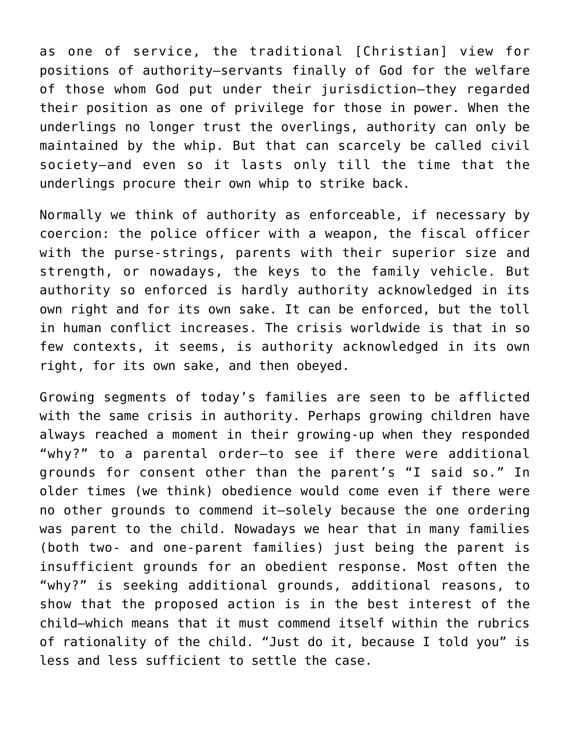as one of service, the traditional [Christian] view for positions of authority—servants finally of God for the welfare of those whom God put under their jurisdiction—they regarded their position as one of privilege for those in power. When the underlings no longer trust the overlings, authority can only be maintained by the whip. But that can scarcely be called civil society—and even so it lasts only till the time that the underlings procure their own whip to strike back.

Normally we think of authority as enforceable, if necessary by coercion: the police officer with a weapon, the fiscal officer with the purse-strings, parents with their superior size and strength, or nowadays, the keys to the family vehicle. But authority so enforced is hardly authority acknowledged in its own right and for its own sake. It can be enforced, but the toll in human conflict increases. The crisis worldwide is that in so few contexts, it seems, is authority acknowledged in its own right, for its own sake, and then obeyed.

Growing segments of today's families are seen to be afflicted with the same crisis in authority. Perhaps growing children have always reached a moment in their growing-up when they responded "why?" to a parental order—to see if there were additional grounds for consent other than the parent's "I said so." In older times (we think) obedience would come even if there were no other grounds to commend it—solely because the one ordering was parent to the child. Nowadays we hear that in many families (both two- and one-parent families) just being the parent is insufficient grounds for an obedient response. Most often the "why?" is seeking additional grounds, additional reasons, to show that the proposed action is in the best interest of the child—which means that it must commend itself within the rubrics of rationality of the child. "Just do it, because I told you" is less and less sufficient to settle the case.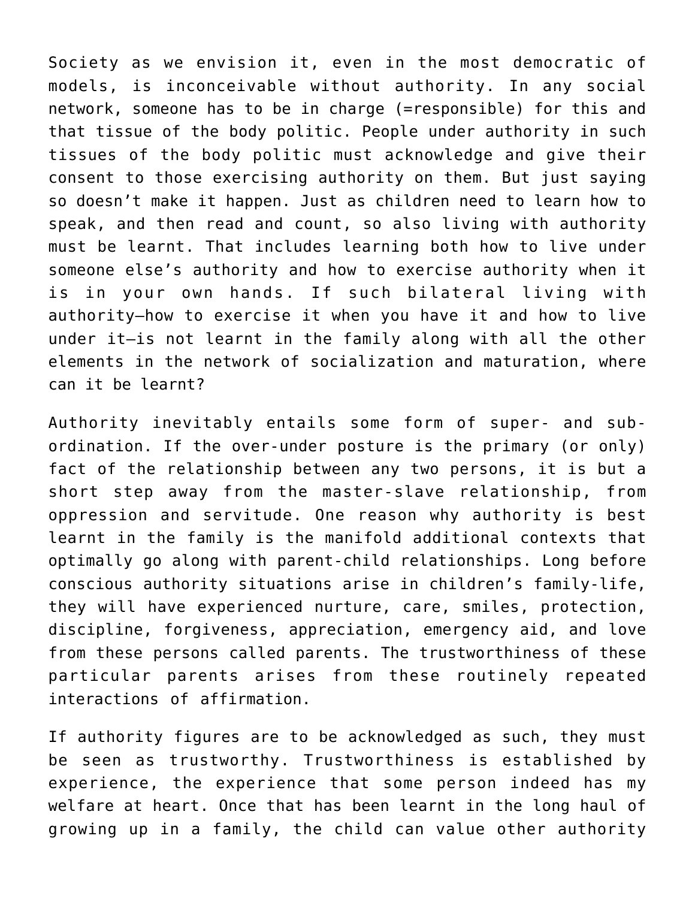Society as we envision it, even in the most democratic of models, is inconceivable without authority. In any social network, someone has to be in charge (=responsible) for this and that tissue of the body politic. People under authority in such tissues of the body politic must acknowledge and give their consent to those exercising authority on them. But just saying so doesn't make it happen. Just as children need to learn how to speak, and then read and count, so also living with authority must be learnt. That includes learning both how to live under someone else's authority and how to exercise authority when it is in your own hands. If such bilateral living with authority—how to exercise it when you have it and how to live under it—is not learnt in the family along with all the other elements in the network of socialization and maturation, where can it be learnt?

Authority inevitably entails some form of super- and sub-ordination. If the over-under posture is the primary (or only) fact of the relationship between any two persons, it is but a short step away from the master-slave relationship, from oppression and servitude. One reason why authority is best learnt in the family is the manifold additional contexts that optimally go along with parent-child relationships. Long before conscious authority situations arise in children's family-life, they will have experienced nurture, care, smiles, protection, discipline, forgiveness, appreciation, emergency aid, and love from these persons called parents. The trustworthiness of these particular parents arises from these routinely repeated interactions of affirmation.

If authority figures are to be acknowledged as such, they must be seen as trustworthy. Trustworthiness is established by experience, the experience that some person indeed has my welfare at heart. Once that has been learnt in the long haul of growing up in a family, the child can value other authority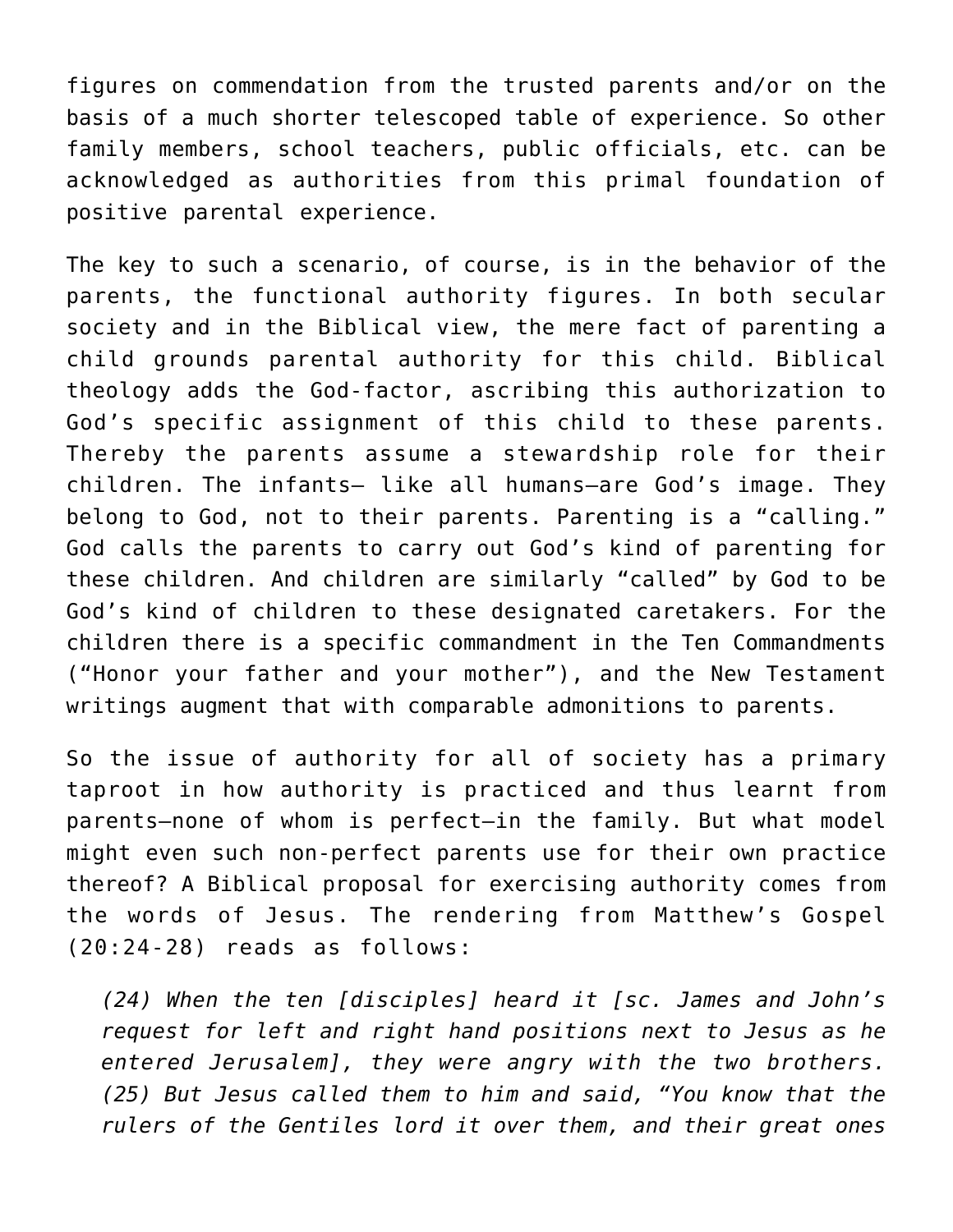figures on commendation from the trusted parents and/or on the basis of a much shorter telescoped table of experience. So other family members, school teachers, public officials, etc. can be acknowledged as authorities from this primal foundation of positive parental experience.

The key to such a scenario, of course, is in the behavior of the parents, the functional authority figures. In both secular society and in the Biblical view, the mere fact of parenting a child grounds parental authority for this child. Biblical theology adds the God-factor, ascribing this authorization to God's specific assignment of this child to these parents. Thereby the parents assume a stewardship role for their children. The infants— like all humans—are God's image. They belong to God, not to their parents. Parenting is a "calling." God calls the parents to carry out God's kind of parenting for these children. And children are similarly "called" by God to be God's kind of children to these designated caretakers. For the children there is a specific commandment in the Ten Commandments ("Honor your father and your mother"), and the New Testament writings augment that with comparable admonitions to parents.

So the issue of authority for all of society has a primary taproot in how authority is practiced and thus learnt from parents—none of whom is perfect—in the family. But what model might even such non-perfect parents use for their own practice thereof? A Biblical proposal for exercising authority comes from the words of Jesus. The rendering from Matthew's Gospel (20:24-28) reads as follows:

> *(24) When the ten [disciples] heard it [sc. James and John's request for left and right hand positions next to Jesus as he entered Jerusalem], they were angry with the two brothers. (25) But Jesus called them to him and said, "You know that the rulers of the Gentiles lord it over them, and their great ones*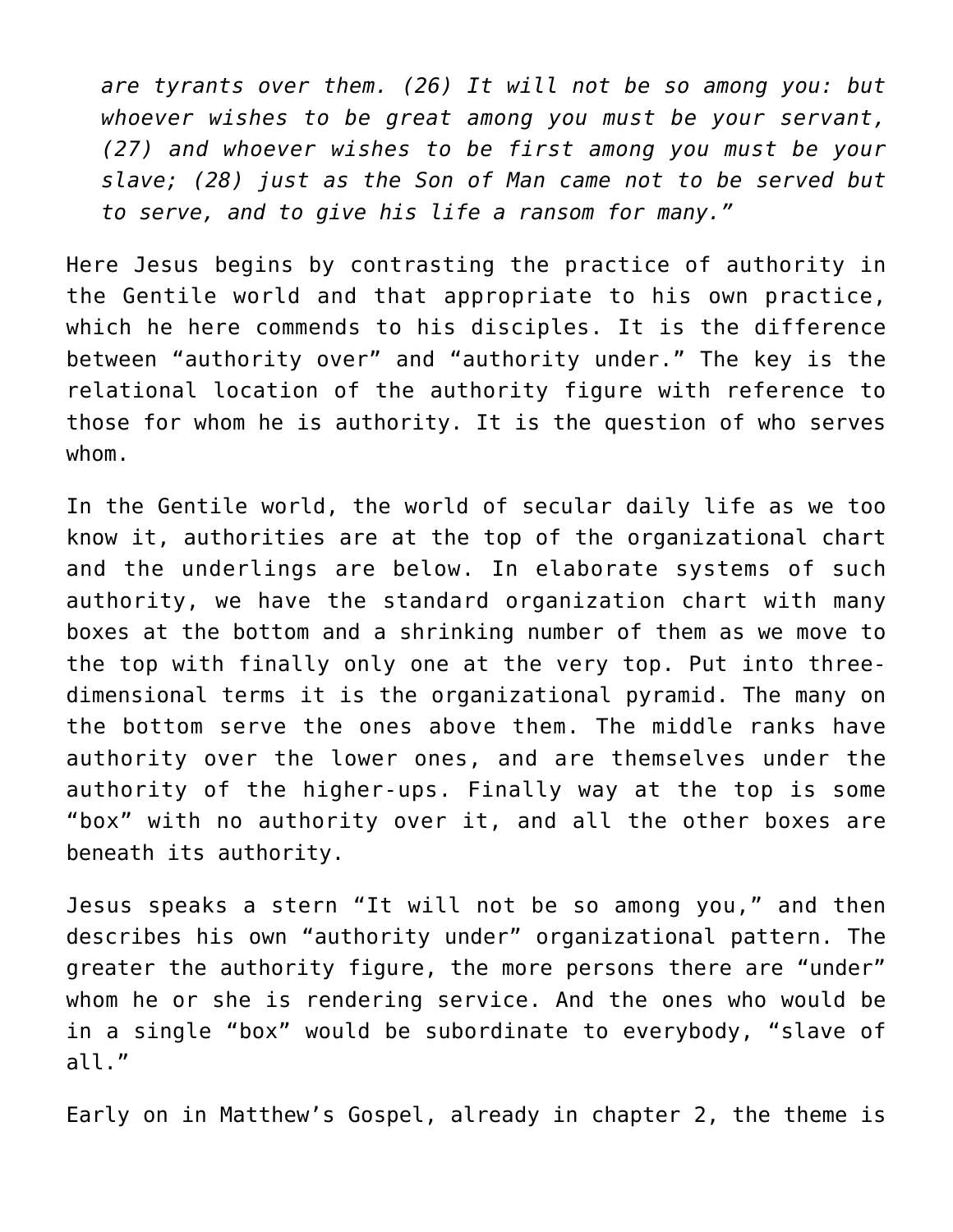*are tyrants over them. (26) It will not be so among you: but whoever wishes to be great among you must be your servant, (27) and whoever wishes to be first among you must be your slave; (28) just as the Son of Man came not to be served but to serve, and to give his life a ransom for many."*

Here Jesus begins by contrasting the practice of authority in the Gentile world and that appropriate to his own practice, which he here commends to his disciples. It is the difference between "authority over" and "authority under." The key is the relational location of the authority figure with reference to those for whom he is authority. It is the question of who serves whom.

In the Gentile world, the world of secular daily life as we too know it, authorities are at the top of the organizational chart and the underlings are below. In elaborate systems of such authority, we have the standard organization chart with many boxes at the bottom and a shrinking number of them as we move to the top with finally only one at the very top. Put into three-dimensional terms it is the organizational pyramid. The many on the bottom serve the ones above them. The middle ranks have authority over the lower ones, and are themselves under the authority of the higher-ups. Finally way at the top is some "box" with no authority over it, and all the other boxes are beneath its authority.

Jesus speaks a stern "It will not be so among you," and then describes his own "authority under" organizational pattern. The greater the authority figure, the more persons there are "under" whom he or she is rendering service. And the ones who would be in a single "box" would be subordinate to everybody, "slave of all."

Early on in Matthew's Gospel, already in chapter 2, the theme is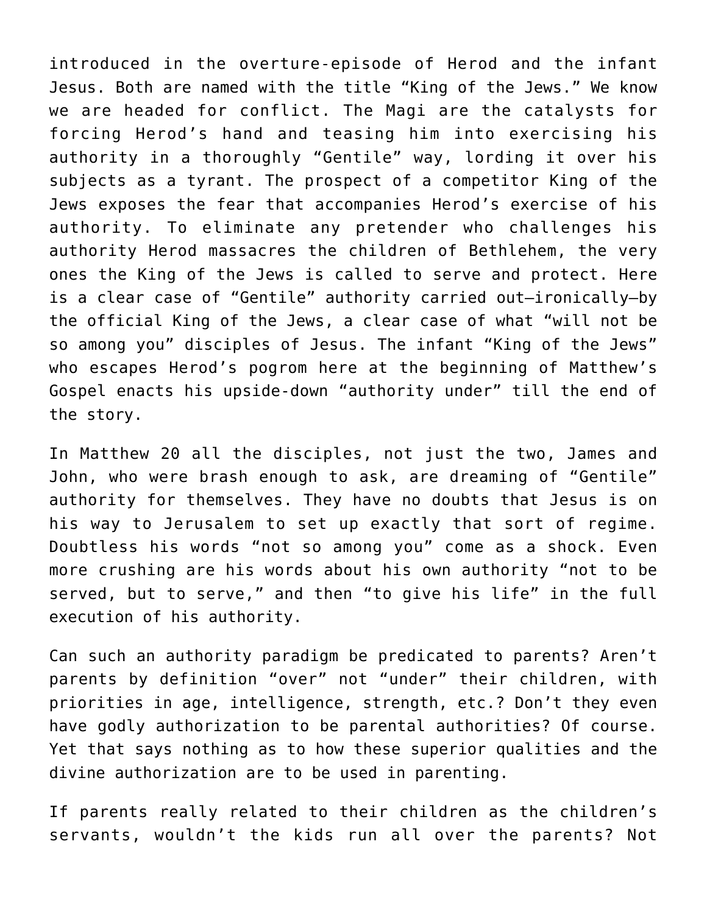introduced in the overture-episode of Herod and the infant Jesus. Both are named with the title “King of the Jews.” We know we are headed for conflict. The Magi are the catalysts for forcing Herod’s hand and teasing him into exercising his authority in a thoroughly “Gentile” way, lording it over his subjects as a tyrant. The prospect of a competitor King of the Jews exposes the fear that accompanies Herod’s exercise of his authority. To eliminate any pretender who challenges his authority Herod massacres the children of Bethlehem, the very ones the King of the Jews is called to serve and protect. Here is a clear case of “Gentile” authority carried out—ironically—by the official King of the Jews, a clear case of what “will not be so among you” disciples of Jesus. The infant “King of the Jews” who escapes Herod’s pogrom here at the beginning of Matthew’s Gospel enacts his upside-down “authority under” till the end of the story.

In Matthew 20 all the disciples, not just the two, James and John, who were brash enough to ask, are dreaming of “Gentile” authority for themselves. They have no doubts that Jesus is on his way to Jerusalem to set up exactly that sort of regime. Doubtless his words “not so among you” come as a shock. Even more crushing are his words about his own authority “not to be served, but to serve,” and then “to give his life” in the full execution of his authority.

Can such an authority paradigm be predicated to parents? Aren’t parents by definition “over” not “under” their children, with priorities in age, intelligence, strength, etc.? Don’t they even have godly authorization to be parental authorities? Of course. Yet that says nothing as to how these superior qualities and the divine authorization are to be used in parenting.

If parents really related to their children as the children’s servants, wouldn’t the kids run all over the parents? Not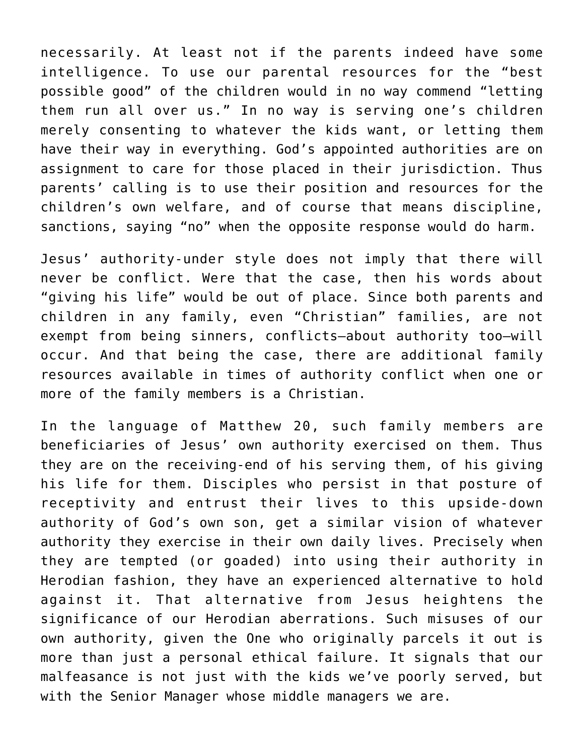necessarily. At least not if the parents indeed have some intelligence. To use our parental resources for the "best possible good" of the children would in no way commend "letting them run all over us." In no way is serving one's children merely consenting to whatever the kids want, or letting them have their way in everything. God's appointed authorities are on assignment to care for those placed in their jurisdiction. Thus parents' calling is to use their position and resources for the children's own welfare, and of course that means discipline, sanctions, saying "no" when the opposite response would do harm.

Jesus' authority-under style does not imply that there will never be conflict. Were that the case, then his words about "giving his life" would be out of place. Since both parents and children in any family, even "Christian" families, are not exempt from being sinners, conflicts—about authority too—will occur. And that being the case, there are additional family resources available in times of authority conflict when one or more of the family members is a Christian.

In the language of Matthew 20, such family members are beneficiaries of Jesus' own authority exercised on them. Thus they are on the receiving-end of his serving them, of his giving his life for them. Disciples who persist in that posture of receptivity and entrust their lives to this upside-down authority of God's own son, get a similar vision of whatever authority they exercise in their own daily lives. Precisely when they are tempted (or goaded) into using their authority in Herodian fashion, they have an experienced alternative to hold against it. That alternative from Jesus heightens the significance of our Herodian aberrations. Such misuses of our own authority, given the One who originally parcels it out is more than just a personal ethical failure. It signals that our malfeasance is not just with the kids we've poorly served, but with the Senior Manager whose middle managers we are.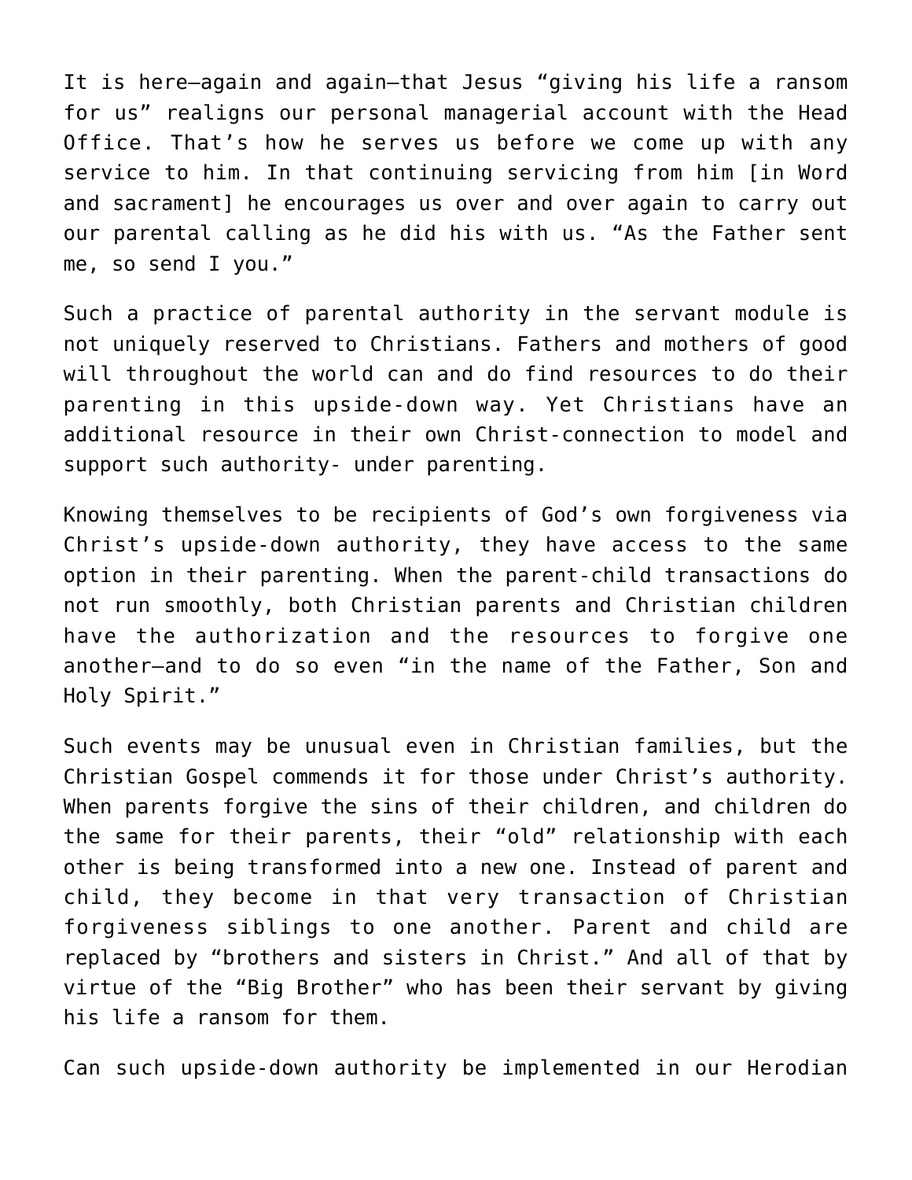It is here—again and again—that Jesus "giving his life a ransom for us" realigns our personal managerial account with the Head Office. That's how he serves us before we come up with any service to him. In that continuing servicing from him [in Word and sacrament] he encourages us over and over again to carry out our parental calling as he did his with us. "As the Father sent me, so send I you."

Such a practice of parental authority in the servant module is not uniquely reserved to Christians. Fathers and mothers of good will throughout the world can and do find resources to do their parenting in this upside-down way. Yet Christians have an additional resource in their own Christ-connection to model and support such authority- under parenting.

Knowing themselves to be recipients of God's own forgiveness via Christ's upside-down authority, they have access to the same option in their parenting. When the parent-child transactions do not run smoothly, both Christian parents and Christian children have the authorization and the resources to forgive one another—and to do so even "in the name of the Father, Son and Holy Spirit."

Such events may be unusual even in Christian families, but the Christian Gospel commends it for those under Christ's authority. When parents forgive the sins of their children, and children do the same for their parents, their "old" relationship with each other is being transformed into a new one. Instead of parent and child, they become in that very transaction of Christian forgiveness siblings to one another. Parent and child are replaced by "brothers and sisters in Christ." And all of that by virtue of the "Big Brother" who has been their servant by giving his life a ransom for them.

Can such upside-down authority be implemented in our Herodian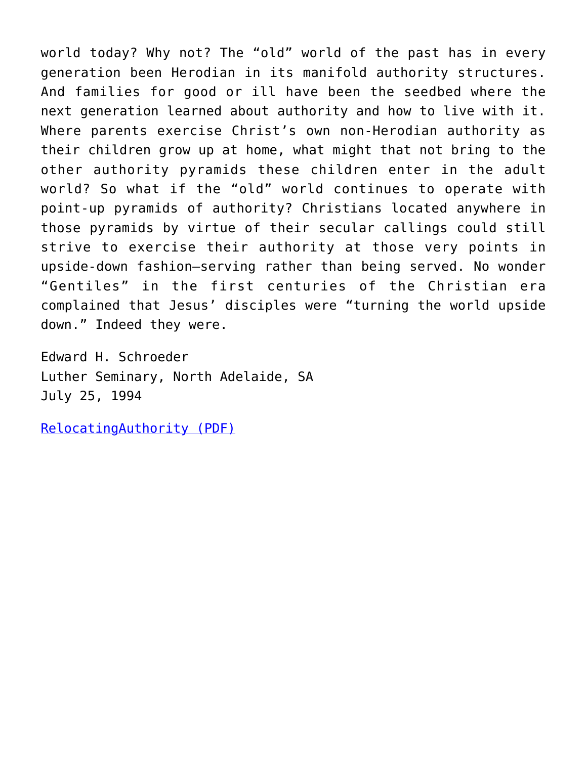world today? Why not? The “old” world of the past has in every generation been Herodian in its manifold authority structures. And families for good or ill have been the seedbed where the next generation learned about authority and how to live with it. Where parents exercise Christ’s own non-Herodian authority as their children grow up at home, what might that not bring to the other authority pyramids these children enter in the adult world? So what if the “old” world continues to operate with point-up pyramids of authority? Christians located anywhere in those pyramids by virtue of their secular callings could still strive to exercise their authority at those very points in upside-down fashion—serving rather than being served. No wonder “Gentiles” in the first centuries of the Christian era complained that Jesus’ disciples were “turning the world upside down.” Indeed they were.

Edward H. Schroeder  
Luther Seminary, North Adelaide, SA  
July 25, 1994

RelocatingAuthority (PDF)